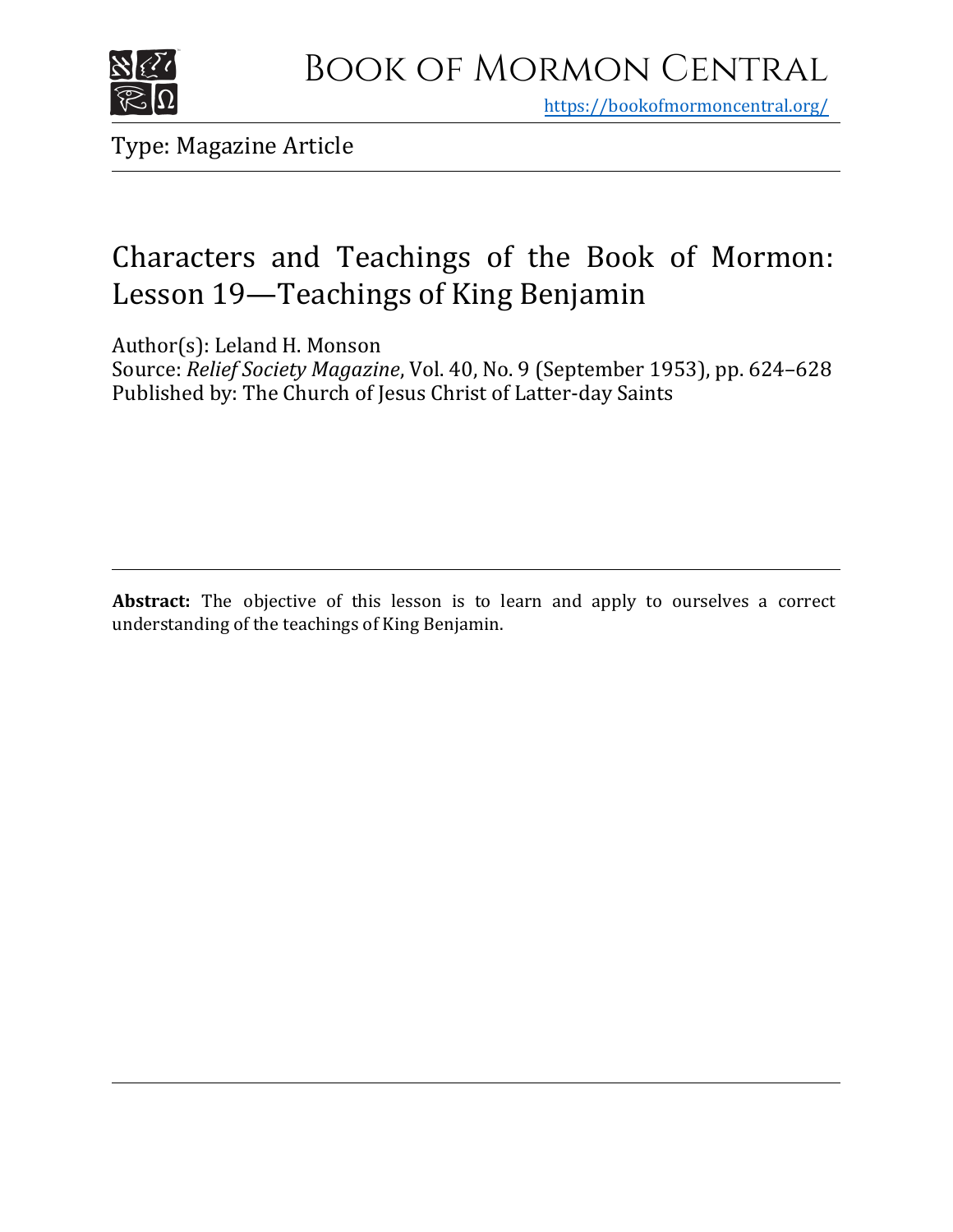# Book of Mormon Central

https://bookofmormoncentral.org/

Type: Magazine Article

## Characters and Teachings of the Book of Mormon: Lesson 19—Teachings of King Benjamin

Author(s): Leland H. Monson
Source: *Relief Society Magazine*, Vol. 40, No. 9 (September 1953), pp. 624–628
Published by: The Church of Jesus Christ of Latter-day Saints

**Abstract:** The objective of this lesson is to learn and apply to ourselves a correct understanding of the teachings of King Benjamin.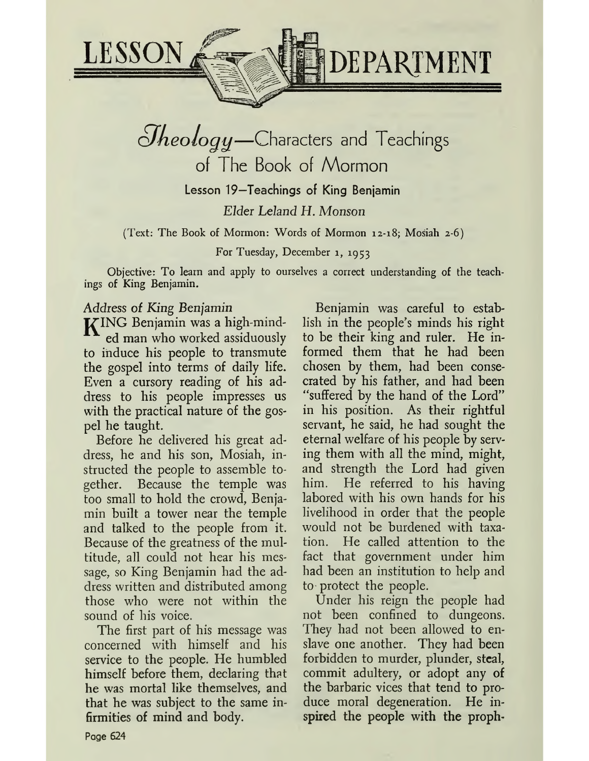# LESSON DEPARTMENT

## Theology—Characters and Teachings of The Book of Mormon

### Lesson 19—Teachings of King Benjamin

*Elder Leland H. Monson*

(Text: The Book of Mormon: Words of Mormon 12-18; Mosiah 2-6)

For Tuesday, December 1, 1953

Objective: To learn and apply to ourselves a correct understanding of the teachings of King Benjamin.

*Address of King Benjamin*

KING Benjamin was a high-minded man who worked assiduously to induce his people to transmute the gospel into terms of daily life. Even a cursory reading of his address to his people impresses us with the practical nature of the gospel he taught.

Before he delivered his great address, he and his son, Mosiah, instructed the people to assemble together. Because the temple was too small to hold the crowd, Benjamin built a tower near the temple and talked to the people from it. Because of the greatness of the multitude, all could not hear his message, so King Benjamin had the address written and distributed among those who were not within the sound of his voice.

The first part of his message was concerned with himself and his service to the people. He humbled himself before them, declaring that he was mortal like themselves, and that he was subject to the same infirmities of mind and body.

Benjamin was careful to establish in the people's minds his right to be their king and ruler. He informed them that he had been chosen by them, had been consecrated by his father, and had been "suffered by the hand of the Lord" in his position. As their rightful servant, he said, he had sought the eternal welfare of his people by serving them with all the mind, might, and strength the Lord had given him. He referred to his having labored with his own hands for his livelihood in order that the people would not be burdened with taxation. He called attention to the fact that government under him had been an institution to help and to protect the people.

Under his reign the people had not been confined to dungeons. They had not been allowed to enslave one another. They had been forbidden to murder, plunder, steal, commit adultery, or adopt any of the barbaric vices that tend to produce moral degeneration. He inspired the people with the proph-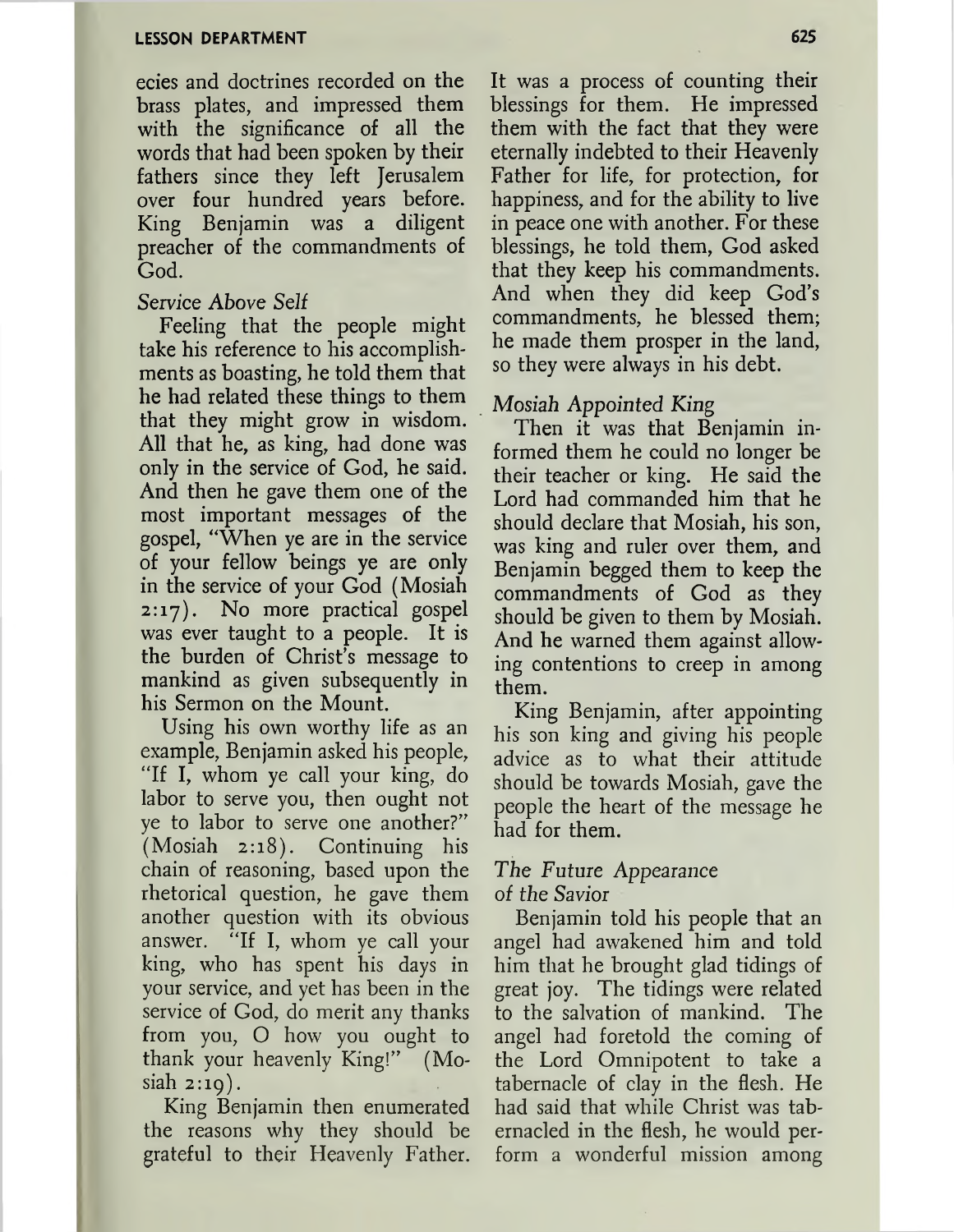ecies and doctrines recorded on the brass plates, and impressed them with the significance of all the words that had been spoken by their fathers since they left Jerusalem over four hundred years before. King Benjamin was a diligent preacher of the commandments of God.

*Service Above Self*

Feeling that the people might take his reference to his accomplishments as boasting, he told them that he had related these things to them that they might grow in wisdom. All that he, as king, had done was only in the service of God, he said. And then he gave them one of the most important messages of the gospel, "When ye are in the service of your fellow beings ye are only in the service of your God (Mosiah 2:17). No more practical gospel was ever taught to a people. It is the burden of Christ's message to mankind as given subsequently in his Sermon on the Mount.

Using his own worthy life as an example, Benjamin asked his people, "If I, whom ye call your king, do labor to serve you, then ought not ye to labor to serve one another?" (Mosiah 2:18). Continuing his chain of reasoning, based upon the rhetorical question, he gave them another question with its obvious answer. "If I, whom ye call your king, who has spent his days in your service, and yet has been in the service of God, do merit any thanks from you, O how you ought to thank your heavenly King!" (Mosiah 2:19).

King Benjamin then enumerated the reasons why they should be grateful to their Heavenly Father. It was a process of counting their blessings for them. He impressed them with the fact that they were eternally indebted to their Heavenly Father for life, for protection, for happiness, and for the ability to live in peace one with another. For these blessings, he told them, God asked that they keep his commandments. And when they did keep God's commandments, he blessed them; he made them prosper in the land, so they were always in his debt.

*Mosiah Appointed King*

Then it was that Benjamin informed them he could no longer be their teacher or king. He said the Lord had commanded him that he should declare that Mosiah, his son, was king and ruler over them, and Benjamin begged them to keep the commandments of God as they should be given to them by Mosiah. And he warned them against allowing contentions to creep in among them.

King Benjamin, after appointing his son king and giving his people advice as to what their attitude should be towards Mosiah, gave the people the heart of the message he had for them.

*The Future Appearance of the Savior*

Benjamin told his people that an angel had awakened him and told him that he brought glad tidings of great joy. The tidings were related to the salvation of mankind. The angel had foretold the coming of the Lord Omnipotent to take a tabernacle of clay in the flesh. He had said that while Christ was tabernacled in the flesh, he would perform a wonderful mission among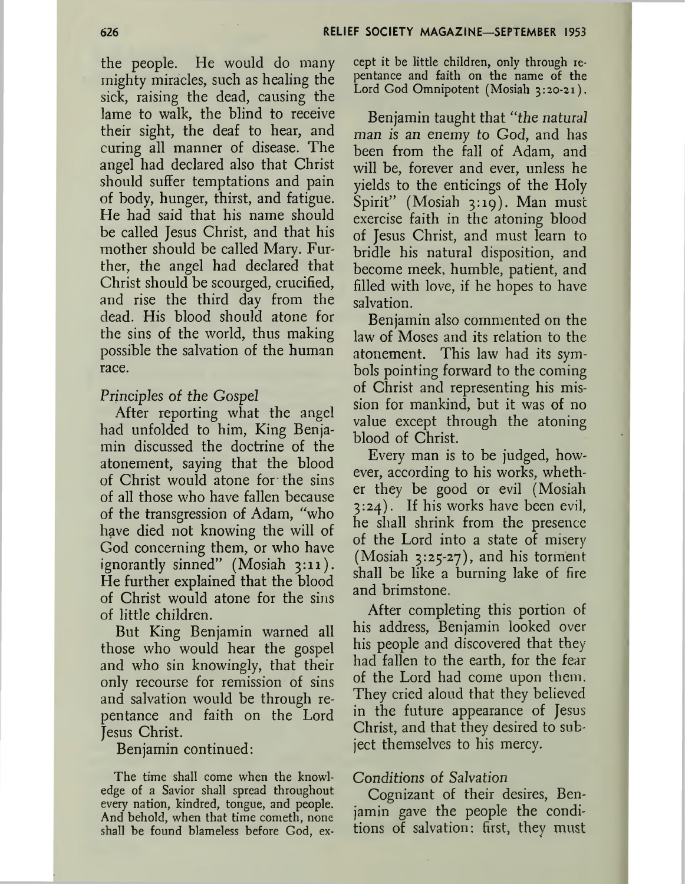the people. He would do many mighty miracles, such as healing the sick, raising the dead, causing the lame to walk, the blind to receive their sight, the deaf to hear, and curing all manner of disease. The angel had declared also that Christ should suffer temptations and pain of body, hunger, thirst, and fatigue. He had said that his name should be called Jesus Christ, and that his mother should be called Mary. Further, the angel had declared that Christ should be scourged, crucified, and rise the third day from the dead. His blood should atone for the sins of the world, thus making possible the salvation of the human race.

*Principles of the Gospel*

After reporting what the angel had unfolded to him, King Benjamin discussed the doctrine of the atonement, saying that the blood of Christ would atone for the sins of all those who have fallen because of the transgression of Adam, "who have died not knowing the will of God concerning them, or who have ignorantly sinned" (Mosiah 3:11). He further explained that the blood of Christ would atone for the sins of little children.

But King Benjamin warned all those who would hear the gospel and who sin knowingly, that their only recourse for remission of sins and salvation would be through repentance and faith on the Lord Jesus Christ.

Benjamin continued:

> The time shall come when the knowledge of a Savior shall spread throughout every nation, kindred, tongue, and people. And behold, when that time cometh, none shall be found blameless before God, except it be little children, only through repentance and faith on the name of the Lord God Omnipotent (Mosiah 3:20-21).

Benjamin taught that "*the natural man is an enemy to God*, and has been from the fall of Adam, and will be, forever and ever, unless he yields to the enticings of the Holy Spirit" (Mosiah 3:19). Man must exercise faith in the atoning blood of Jesus Christ, and must learn to bridle his natural disposition, and become meek, humble, patient, and filled with love, if he hopes to have salvation.

Benjamin also commented on the law of Moses and its relation to the atonement. This law had its symbols pointing forward to the coming of Christ and representing his mission for mankind, but it was of no value except through the atoning blood of Christ.

Every man is to be judged, however, according to his works, whether they be good or evil (Mosiah 3:24). If his works have been evil, he shall shrink from the presence of the Lord into a state of misery (Mosiah 3:25-27), and his torment shall be like a burning lake of fire and brimstone.

After completing this portion of his address, Benjamin looked over his people and discovered that they had fallen to the earth, for the fear of the Lord had come upon them. They cried aloud that they believed in the future appearance of Jesus Christ, and that they desired to subject themselves to his mercy.

*Conditions of Salvation*

Cognizant of their desires, Benjamin gave the people the conditions of salvation: first, they must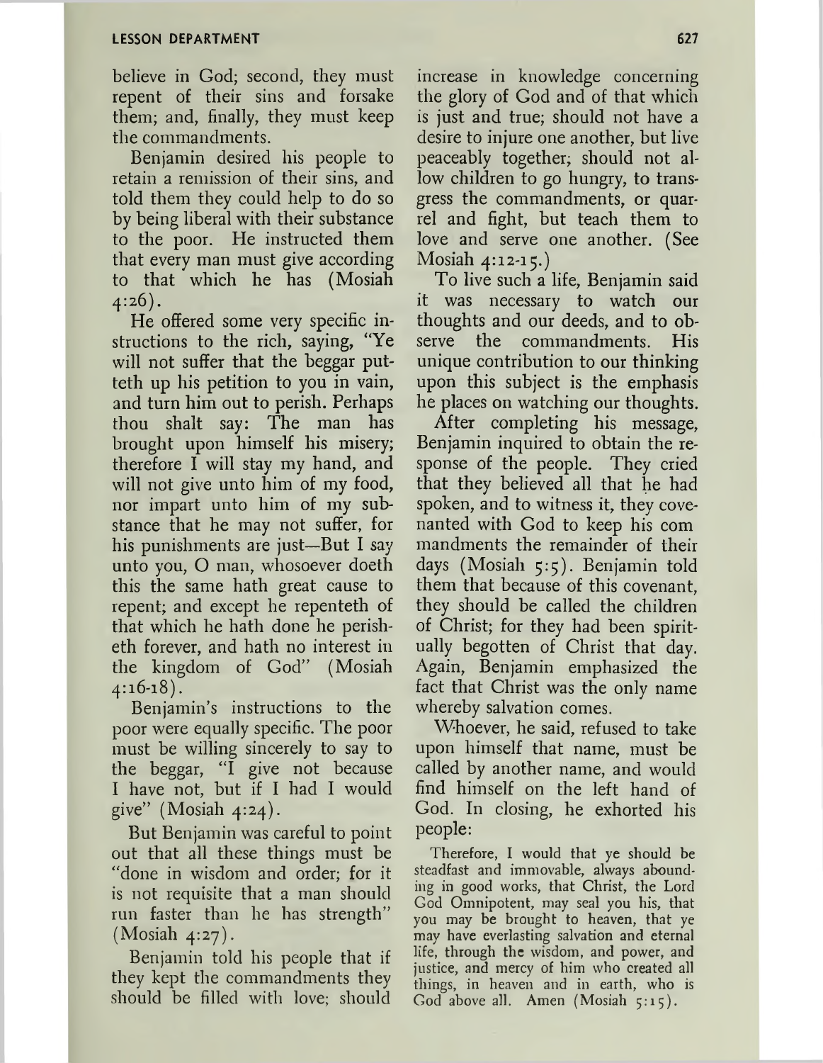believe in God; second, they must repent of their sins and forsake them; and, finally, they must keep the commandments.

Benjamin desired his people to retain a remission of their sins, and told them they could help to do so by being liberal with their substance to the poor. He instructed them that every man must give according to that which he has (Mosiah 4:26).

He offered some very specific instructions to the rich, saying, "Ye will not suffer that the beggar putteth up his petition to you in vain, and turn him out to perish. Perhaps thou shalt say: The man has brought upon himself his misery; therefore I will stay my hand, and will not give unto him of my food, nor impart unto him of my substance that he may not suffer, for his punishments are just—But I say unto you, O man, whosoever doeth this the same hath great cause to repent; and except he repenteth of that which he hath done he perisheth forever, and hath no interest in the kingdom of God" (Mosiah 4:16-18).

Benjamin's instructions to the poor were equally specific. The poor must be willing sincerely to say to the beggar, "I give not because I have not, but if I had I would give" (Mosiah 4:24).

But Benjamin was careful to point out that all these things must be "done in wisdom and order; for it is not requisite that a man should run faster than he has strength" (Mosiah 4:27).

Benjamin told his people that if they kept the commandments they should be filled with love; should increase in knowledge concerning the glory of God and of that which is just and true; should not have a desire to injure one another, but live peaceably together; should not allow children to go hungry, to transgress the commandments, or quarrel and fight, but teach them to love and serve one another. (See Mosiah 4:12-15.)

To live such a life, Benjamin said it was necessary to watch our thoughts and our deeds, and to observe the commandments. His unique contribution to our thinking upon this subject is the emphasis he places on watching our thoughts.

After completing his message, Benjamin inquired to obtain the response of the people. They cried that they believed all that he had spoken, and to witness it, they covenanted with God to keep his commandments the remainder of their days (Mosiah 5:5). Benjamin told them that because of this covenant, they should be called the children of Christ; for they had been spiritually begotten of Christ that day. Again, Benjamin emphasized the fact that Christ was the only name whereby salvation comes.

Whoever, he said, refused to take upon himself that name, must be called by another name, and would find himself on the left hand of God. In closing, he exhorted his people:

> Therefore, I would that ye should be steadfast and immovable, always abounding in good works, that Christ, the Lord God Omnipotent, may seal you his, that you may be brought to heaven, that ye may have everlasting salvation and eternal life, through the wisdom, and power, and justice, and mercy of him who created all things, in heaven and in earth, who is God above all. Amen (Mosiah 5:15).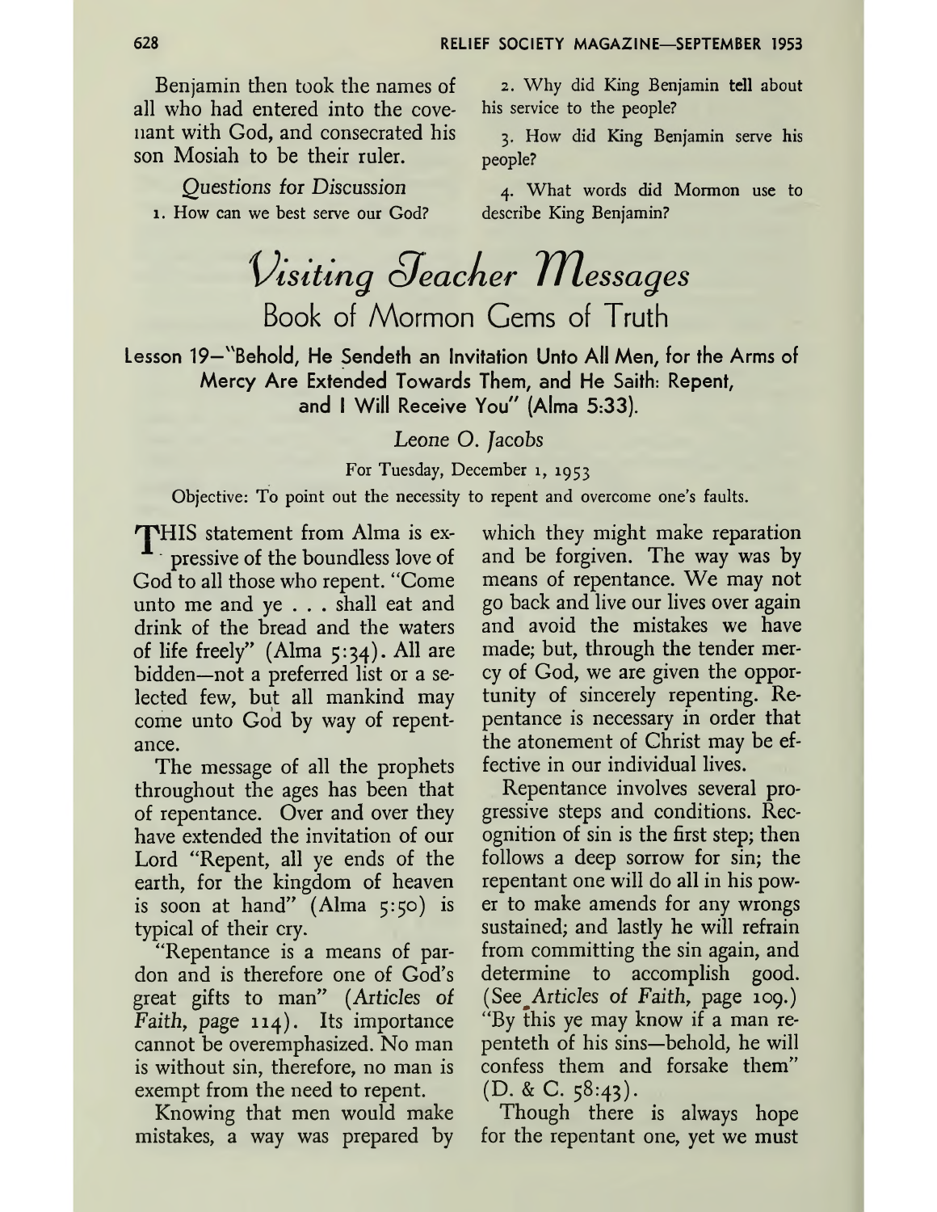Benjamin then took the names of all who had entered into the covenant with God, and consecrated his son Mosiah to be their ruler.

*Questions for Discussion*

1. How can we best serve our God?
2. Why did King Benjamin tell about his service to the people?
3. How did King Benjamin serve his people?
4. What words did Mormon use to describe King Benjamin?

# *Visiting Teacher Messages*

## Book of Mormon Gems of Truth

### Lesson 19—"Behold, He Sendeth an Invitation Unto All Men, for the Arms of Mercy Are Extended Towards Them, and He Saith: Repent, and I Will Receive You" (Alma 5:33).

*Leone O. Jacobs*

For Tuesday, December 1, 1953

Objective: To point out the necessity to repent and overcome one's faults.

THIS statement from Alma is expressive of the boundless love of God to all those who repent. "Come unto me and ye . . . shall eat and drink of the bread and the waters of life freely" (Alma 5:34). All are bidden—not a preferred list or a selected few, but all mankind may come unto God by way of repentance.

The message of all the prophets throughout the ages has been that of repentance. Over and over they have extended the invitation of our Lord "Repent, all ye ends of the earth, for the kingdom of heaven is soon at hand" (Alma 5:50) is typical of their cry.

"Repentance is a means of pardon and is therefore one of God's great gifts to man" (*Articles of Faith*, page 114). Its importance cannot be overemphasized. No man is without sin, therefore, no man is exempt from the need to repent.

Knowing that men would make mistakes, a way was prepared by which they might make reparation and be forgiven. The way was by means of repentance. We may not go back and live our lives over again and avoid the mistakes we have made; but, through the tender mercy of God, we are given the opportunity of sincerely repenting. Repentance is necessary in order that the atonement of Christ may be effective in our individual lives.

Repentance involves several progressive steps and conditions. Recognition of sin is the first step; then follows a deep sorrow for sin; the repentant one will do all in his power to make amends for any wrongs sustained; and lastly he will refrain from committing the sin again, and determine to accomplish good. (See *Articles of Faith*, page 109.) "By this ye may know if a man repenteth of his sins—behold, he will confess them and forsake them" (D. & C. 58:43).

Though there is always hope for the repentant one, yet we must